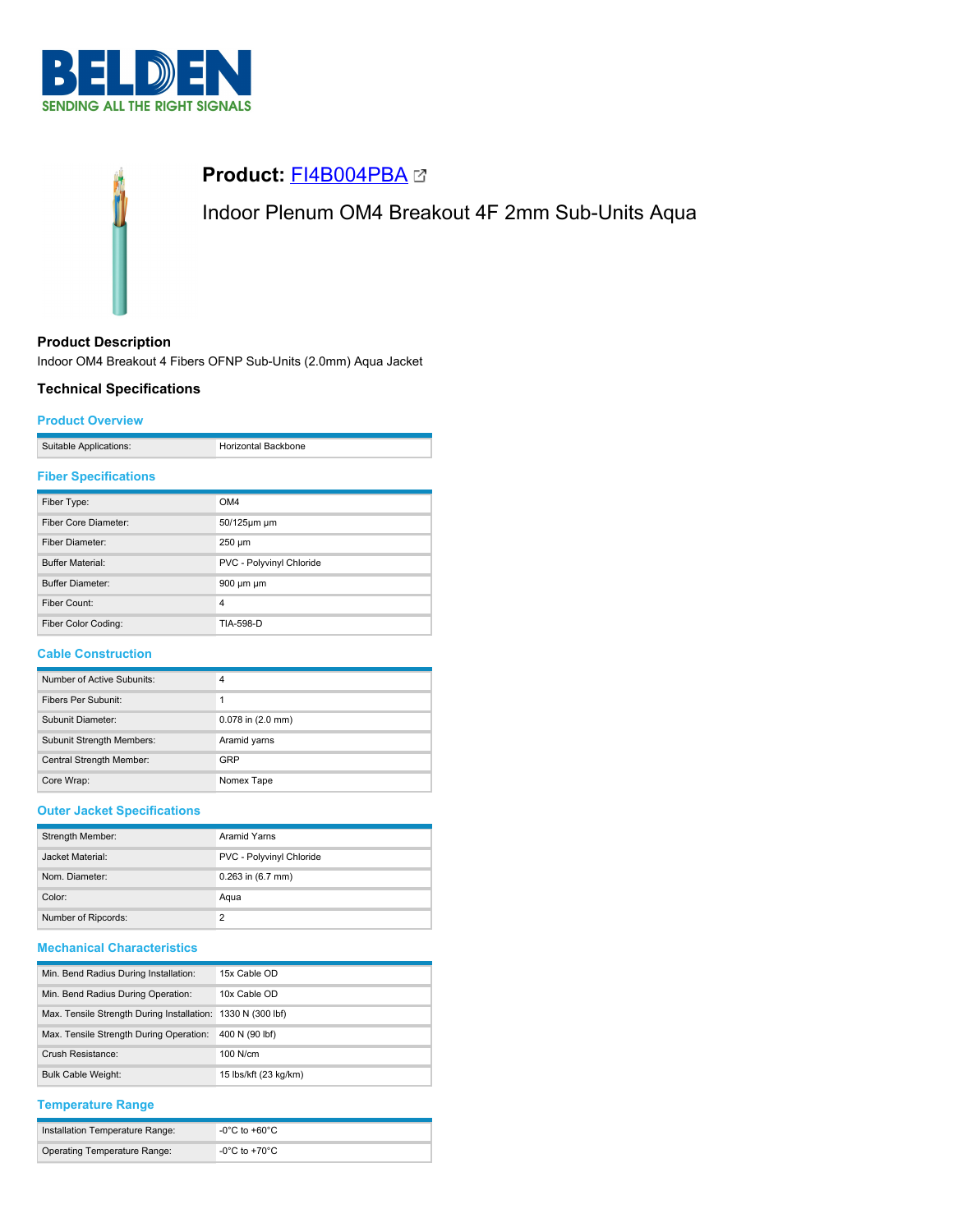# Product: FI4B004PBA

Indoor Plenum OM4 Breakout 4F 2mm Sub-Units Aqua

## Product Description

Indoor OM4 Breakout 4 Fibers OFNP Sub-Units (2.0mm) Aqua Jacket

## Technical Specifications

### Product Overview

| | |
|---|---|
| Suitable Applications: | Horizontal Backbone |

### Fiber Specifications

| | |
|---|---|
| Fiber Type: | OM4 |
| Fiber Core Diameter: | 50/125μm μm |
| Fiber Diameter: | 250 μm |
| Buffer Material: | PVC - Polyvinyl Chloride |
| Buffer Diameter: | 900 μm μm |
| Fiber Count: | 4 |
| Fiber Color Coding: | TIA-598-D |

### Cable Construction

| | |
|---|---|
| Number of Active Subunits: | 4 |
| Fibers Per Subunit: | 1 |
| Subunit Diameter: | 0.078 in (2.0 mm) |
| Subunit Strength Members: | Aramid yarns |
| Central Strength Member: | GRP |
| Core Wrap: | Nomex Tape |

### Outer Jacket Specifications

| | |
|---|---|
| Strength Member: | Aramid Yarns |
| Jacket Material: | PVC - Polyvinyl Chloride |
| Nom. Diameter: | 0.263 in (6.7 mm) |
| Color: | Aqua |
| Number of Ripcords: | 2 |

### Mechanical Characteristics

| | |
|---|---|
| Min. Bend Radius During Installation: | 15x Cable OD |
| Min. Bend Radius During Operation: | 10x Cable OD |
| Max. Tensile Strength During Installation: | 1330 N (300 lbf) |
| Max. Tensile Strength During Operation: | 400 N (90 lbf) |
| Crush Resistance: | 100 N/cm |
| Bulk Cable Weight: | 15 lbs/kft (23 kg/km) |

### Temperature Range

| | |
|---|---|
| Installation Temperature Range: | -0°C to +60°C |
| Operating Temperature Range: | -0°C to +70°C |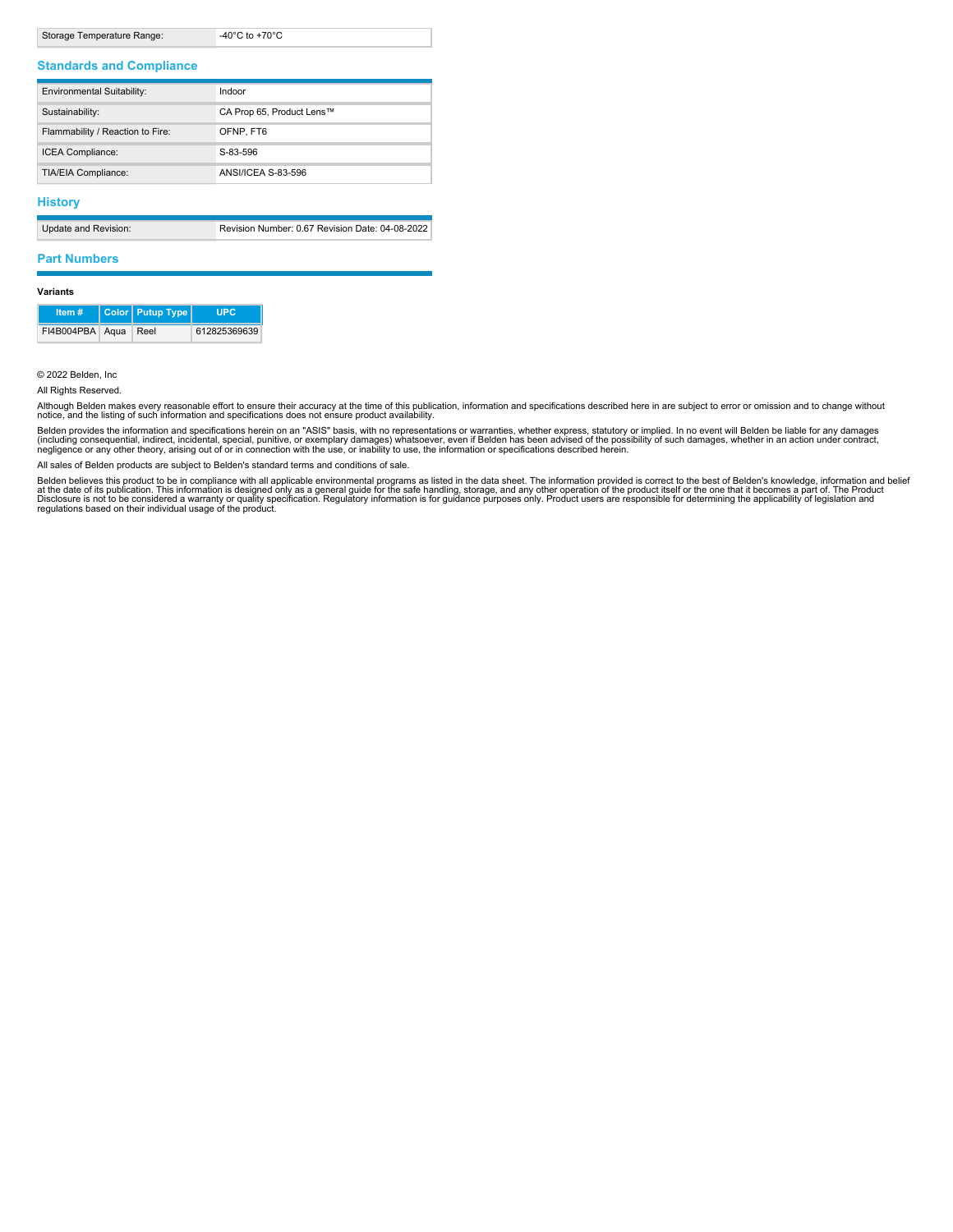| | |
|---|---|
| Storage Temperature Range: | -40°C to +70°C |

## Standards and Compliance

| | |
|---|---|
| Environmental Suitability: | Indoor |
| Sustainability: | CA Prop 65, Product Lens™ |
| Flammability / Reaction to Fire: | OFNP, FT6 |
| ICEA Compliance: | S-83-596 |
| TIA/EIA Compliance: | ANSI/ICEA S-83-596 |

## History

| | |
|---|---|
| Update and Revision: | Revision Number: 0.67 Revision Date: 04-08-2022 |

## Part Numbers

**Variants**

| Item # | Color | Putup Type | UPC |
|---|---|---|---|
| FI4B004PBA | Aqua | Reel | 612825369639 |

© 2022 Belden, Inc

All Rights Reserved.

Although Belden makes every reasonable effort to ensure their accuracy at the time of this publication, information and specifications described here in are subject to error or omission and to change without notice, and the listing of such information and specifications does not ensure product availability.

Belden provides the information and specifications herein on an "ASIS" basis, with no representations or warranties, whether express, statutory or implied. In no event will Belden be liable for any damages (including consequential, indirect, incidental, special, punitive, or exemplary damages) whatsoever, even if Belden has been advised of the possibility of such damages, whether in an action under contract, negligence or any other theory, arising out of or in connection with the use, or inability to use, the information or specifications described herein.

All sales of Belden products are subject to Belden's standard terms and conditions of sale.

Belden believes this product to be in compliance with all applicable environmental programs as listed in the data sheet. The information provided is correct to the best of Belden's knowledge, information and belief at the date of its publication. This information is designed only as a general guide for the safe handling, storage, and any other operation of the product itself or the one that it becomes a part of. The Product Disclosure is not to be considered a warranty or quality specification. Regulatory information is for guidance purposes only. Product users are responsible for determining the applicability of legislation and regulations based on their individual usage of the product.